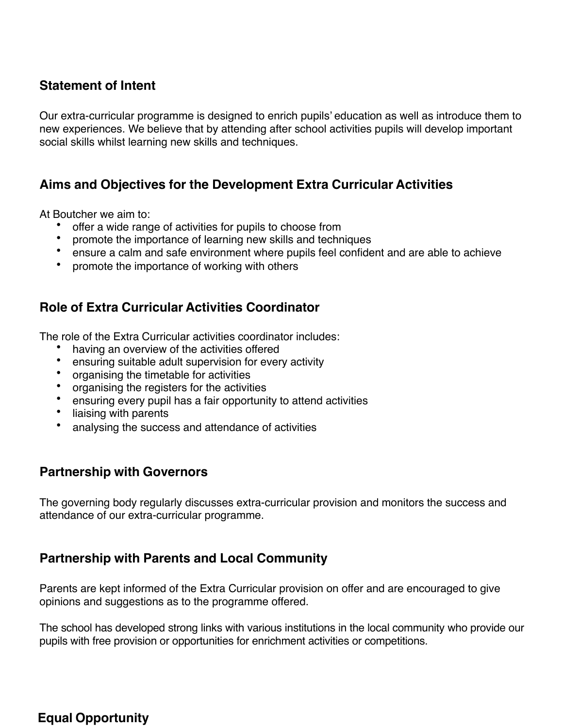## Statement of Intent

Our extra-curricular programme is designed to enrich pupils' education as well as introduce them to new experiences. We believe that by attending after school activities pupils will develop important social skills whilst learning new skills and techniques.

## Aims and Objectives for the Development Extra Curricular Activities

At Boutcher we aim to:

- offer a wide range of activities for pupils to choose from
- promote the importance of learning new skills and techniques
- ensure a calm and safe environment where pupils feel confident and are able to achieve
- promote the importance of working with others

## Role of Extra Curricular Activities Coordinator

The role of the Extra Curricular activities coordinator includes:

- having an overview of the activities offered
- ensuring suitable adult supervision for every activity
- organising the timetable for activities
- organising the registers for the activities
- ensuring every pupil has a fair opportunity to attend activities
- liaising with parents
- analysing the success and attendance of activities

## Partnership with Governors

The governing body regularly discusses extra-curricular provision and monitors the success and attendance of our extra-curricular programme.

## Partnership with Parents and Local Community

Parents are kept informed of the Extra Curricular provision on offer and are encouraged to give opinions and suggestions as to the programme offered.

The school has developed strong links with various institutions in the local community who provide our pupils with free provision or opportunities for enrichment activities or competitions.

## Equal Opportunity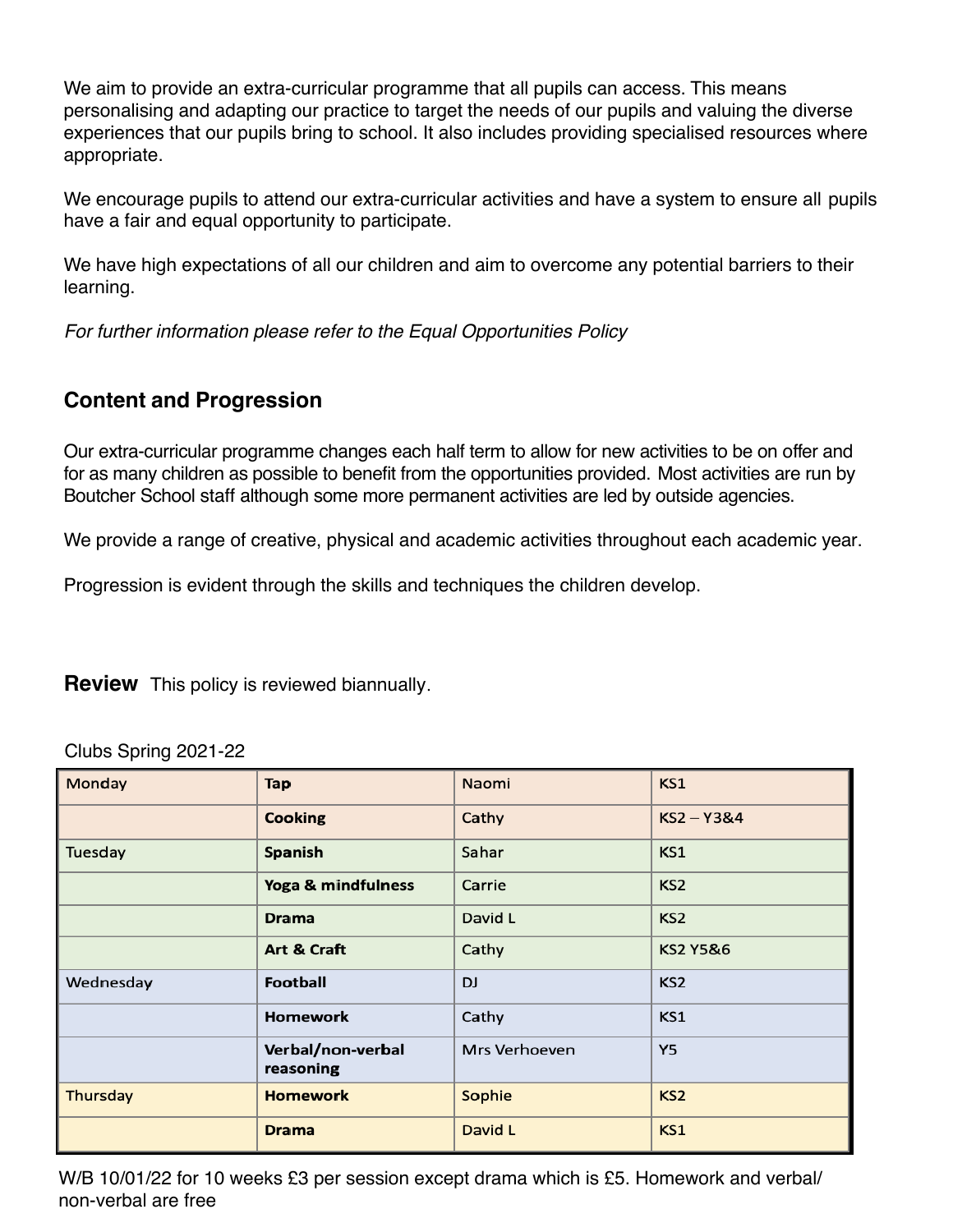We aim to provide an extra-curricular programme that all pupils can access. This means personalising and adapting our practice to target the needs of our pupils and valuing the diverse experiences that our pupils bring to school. It also includes providing specialised resources where appropriate.

We encourage pupils to attend our extra-curricular activities and have a system to ensure all pupils have a fair and equal opportunity to participate.

We have high expectations of all our children and aim to overcome any potential barriers to their learning.

*For further information please refer to the Equal Opportunities Policy*

## Content and Progression

Our extra-curricular programme changes each half term to allow for new activities to be on offer and for as many children as possible to benefit from the opportunities provided. Most activities are run by Boutcher School staff although some more permanent activities are led by outside agencies.

We provide a range of creative, physical and academic activities throughout each academic year.

Progression is evident through the skills and techniques the children develop.

**Review** This policy is reviewed biannually.

Clubs Spring 2021-22

| | | | |
|---|---|---|---|
| Monday | **Tap** | Naomi | KS1 |
| | **Cooking** | Cathy | KS2 – Y3&4 |
| Tuesday | **Spanish** | Sahar | KS1 |
| | **Yoga & mindfulness** | Carrie | KS2 |
| | **Drama** | David L | KS2 |
| | **Art & Craft** | Cathy | KS2 Y5&6 |
| Wednesday | **Football** | DJ | KS2 |
| | **Homework** | Cathy | KS1 |
| | **Verbal/non-verbal reasoning** | Mrs Verhoeven | Y5 |
| Thursday | **Homework** | Sophie | KS2 |
| | **Drama** | David L | KS1 |

W/B 10/01/22 for 10 weeks £3 per session except drama which is £5. Homework and verbal/non-verbal are free